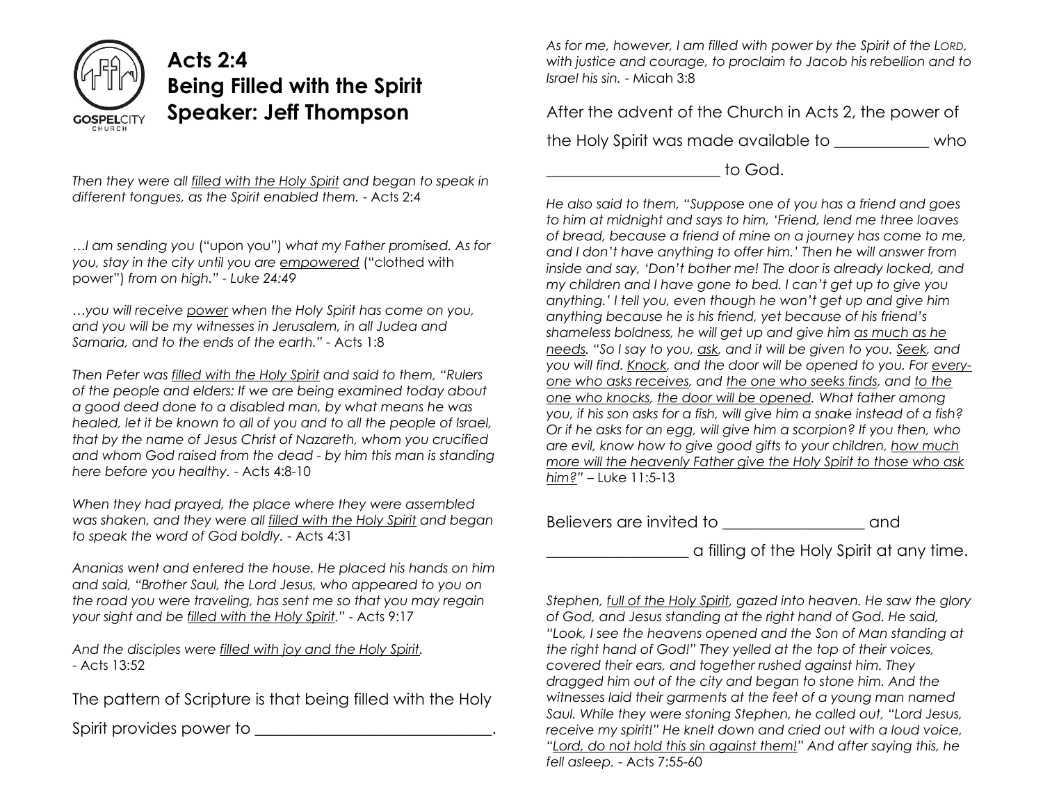# Acts 2:4
# Being Filled with the Spirit
# Speaker: Jeff Thompson

*Then they were all <u>filled with the Holy Spirit</u> and began to speak in different tongues, as the Spirit enabled them.* - Acts 2:4

*…I am sending you* ("upon you") *what my Father promised. As for you, stay in the city until you are <u>empowered</u>* ("clothed with power") *from on high." - Luke 24:49*

*…you will receive <u>power</u> when the Holy Spirit has come on you, and you will be my witnesses in Jerusalem, in all Judea and Samaria, and to the ends of the earth."* - Acts 1:8

*Then Peter was <u>filled with the Holy Spirit</u> and said to them, "Rulers of the people and elders: If we are being examined today about a good deed done to a disabled man, by what means he was healed, let it be known to all of you and to all the people of Israel, that by the name of Jesus Christ of Nazareth, whom you crucified and whom God raised from the dead - by him this man is standing here before you healthy.* - Acts 4:8-10

*When they had prayed, the place where they were assembled was shaken, and they were all <u>filled with the Holy Spirit</u> and began to speak the word of God boldly.* - Acts 4:31

*Ananias went and entered the house. He placed his hands on him and said, "Brother Saul, the Lord Jesus, who appeared to you on the road you were traveling, has sent me so that you may regain your sight and be <u>filled with the Holy Spirit</u>."* - Acts 9:17

*And the disciples were <u>filled with joy and the Holy Spirit</u>.*
- Acts 13:52

The pattern of Scripture is that being filled with the Holy Spirit provides power to ______________________________.

*As for me, however, I am filled with power by the Spirit of the LORD, with justice and courage, to proclaim to Jacob his rebellion and to Israel his sin.* - Micah 3:8

After the advent of the Church in Acts 2, the power of the Holy Spirit was made available to ____________ who ______________________ to God.

*He also said to them, "Suppose one of you has a friend and goes to him at midnight and says to him, 'Friend, lend me three loaves of bread, because a friend of mine on a journey has come to me, and I don't have anything to offer him.' Then he will answer from inside and say, 'Don't bother me! The door is already locked, and my children and I have gone to bed. I can't get up to give you anything.' I tell you, even though he won't get up and give him anything because he is his friend, yet because of his friend's shameless boldness, he will get up and give him <u>as much as he needs</u>. "So I say to you, <u>ask</u>, and it will be given to you. <u>Seek</u>, and you will find. <u>Knock</u>, and the door will be opened to you. For <u>everyone who asks receives</u>, and <u>the one who seeks finds</u>, and <u>to the one who knocks</u>, <u>the door will be opened</u>. What father among you, if his son asks for a fish, will give him a snake instead of a fish? Or if he asks for an egg, will give him a scorpion? If you then, who are evil, know how to give good gifts to your children, <u>how much more will the heavenly Father give the Holy Spirit to those who ask him?</u>"* – Luke 11:5-13

Believers are invited to __________________ and __________________ a filling of the Holy Spirit at any time.

*Stephen, <u>full of the Holy Spirit</u>, gazed into heaven. He saw the glory of God, and Jesus standing at the right hand of God. He said, "Look, I see the heavens opened and the Son of Man standing at the right hand of God!" They yelled at the top of their voices, covered their ears, and together rushed against him. They dragged him out of the city and began to stone him. And the witnesses laid their garments at the feet of a young man named Saul. While they were stoning Stephen, he called out, "Lord Jesus, receive my spirit!" He knelt down and cried out with a loud voice, "<u>Lord, do not hold this sin against them!</u>" And after saying this, he fell asleep.* - Acts 7:55-60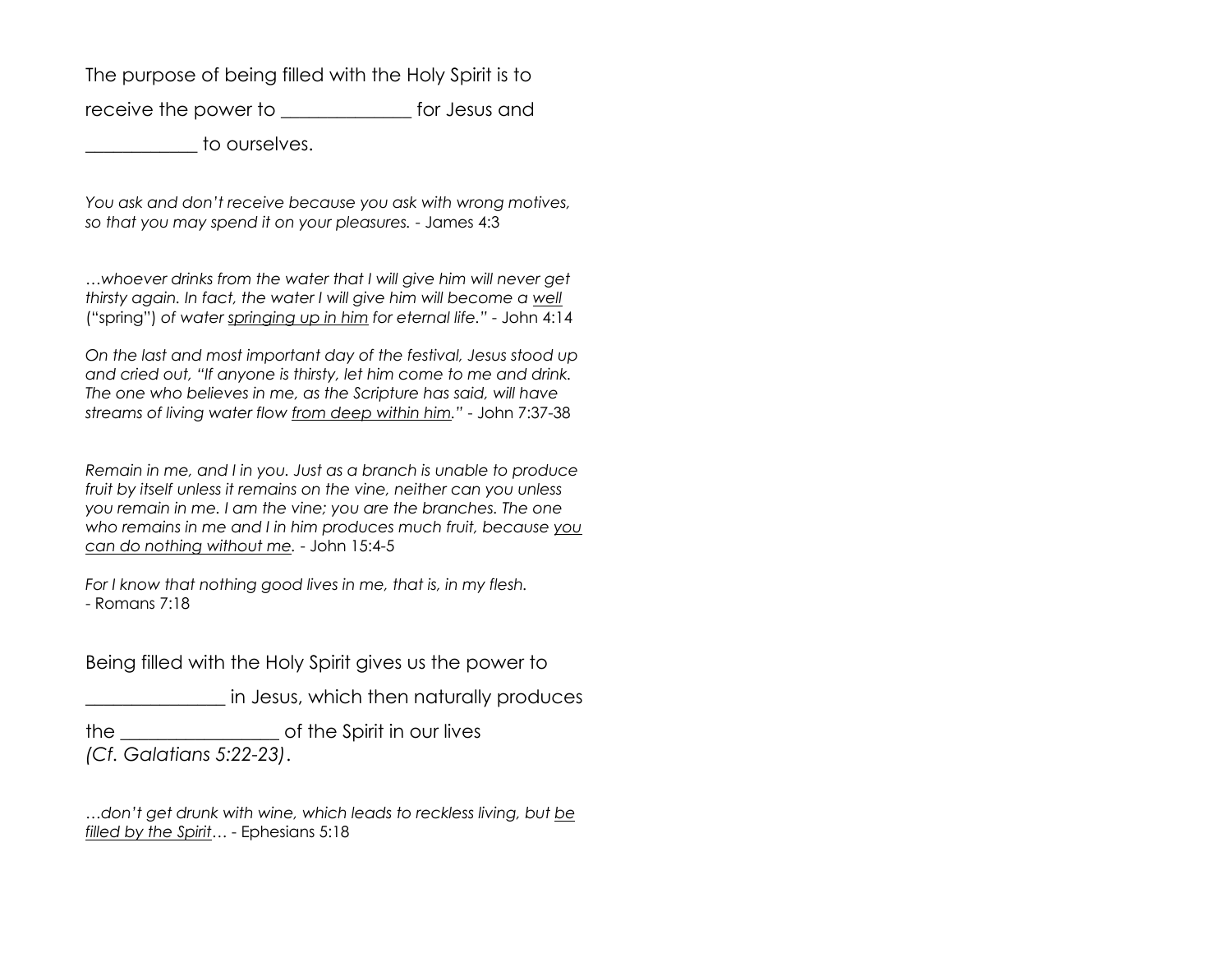The purpose of being filled with the Holy Spirit is to receive the power to _____________ for Jesus and ___________ to ourselves.

*You ask and don't receive because you ask with wrong motives, so that you may spend it on your pleasures.* - James 4:3

*…whoever drinks from the water that I will give him will never get thirsty again. In fact, the water I will give him will become a* <u>*well*</u> ("spring") *of water* <u>*springing up in him*</u> *for eternal life."* - John 4:14

*On the last and most important day of the festival, Jesus stood up and cried out, "If anyone is thirsty, let him come to me and drink. The one who believes in me, as the Scripture has said, will have streams of living water flow* <u>*from deep within him*</u>*."* - John 7:37-38

*Remain in me, and I in you. Just as a branch is unable to produce fruit by itself unless it remains on the vine, neither can you unless you remain in me. I am the vine; you are the branches. The one who remains in me and I in him produces much fruit, because* <u>*you can do nothing without me*</u>*.* - John 15:4-5

*For I know that nothing good lives in me, that is, in my flesh.*
- Romans 7:18

Being filled with the Holy Spirit gives us the power to ______________ in Jesus, which then naturally produces the ________________ of the Spirit in our lives *(Cf. Galatians 5:22-23)*.

*…don't get drunk with wine, which leads to reckless living, but* <u>*be filled by the Spirit*</u>*…* - Ephesians 5:18